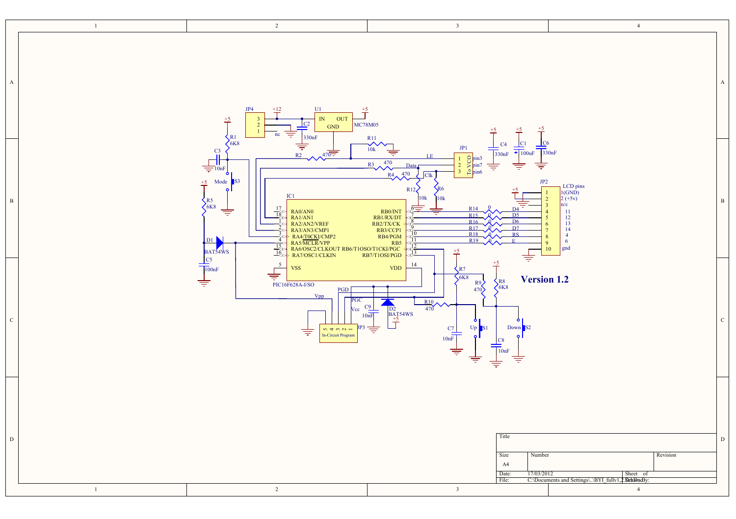Version 1.2

| Title | | |
|---|---|---|
| Size | Number | Revision |
| A4 | | |
| Date: | 17/03/2012 | Sheet of |
| File: | C:\Documents and Settings\..\BYI_fullv1.2.SchDoc | Drawn By: |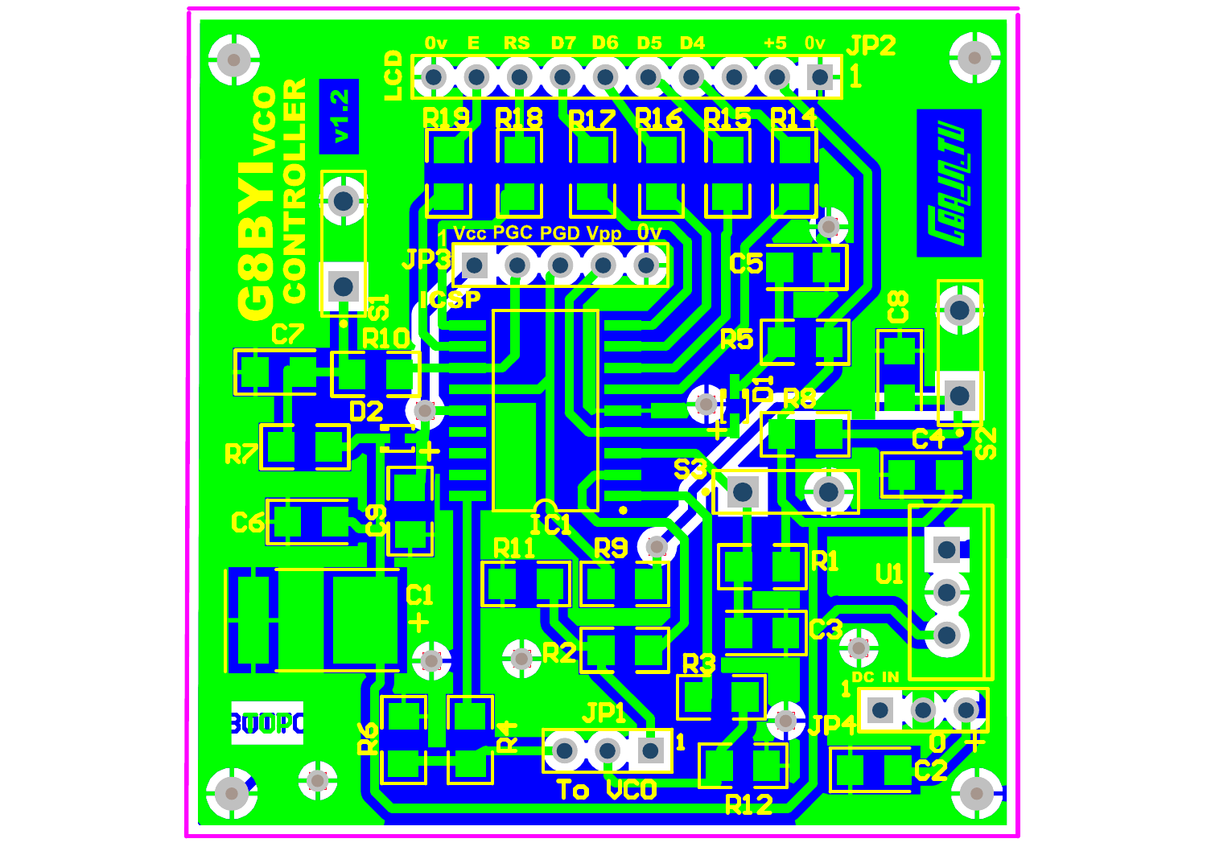G8BYI VCO CONTROLLER

v1.2

LCD

0v E RS D7 D6 D5 D4 +5 0v JP2 1

R19 R18 R17 R16 R15 R14

1 Vcc PGC PGD Vpp 0v

JP3

ICSP

S1

C7 R10

C5

R5

C8

D1

R8

D2

R7

C4

S2

S3

C6 C9

IC1

R11 R9

R1

U1

C1

C3

R2

R3

DC IN

JP1

JP4

R6 R4

1

0 +

To VCO

R12

C2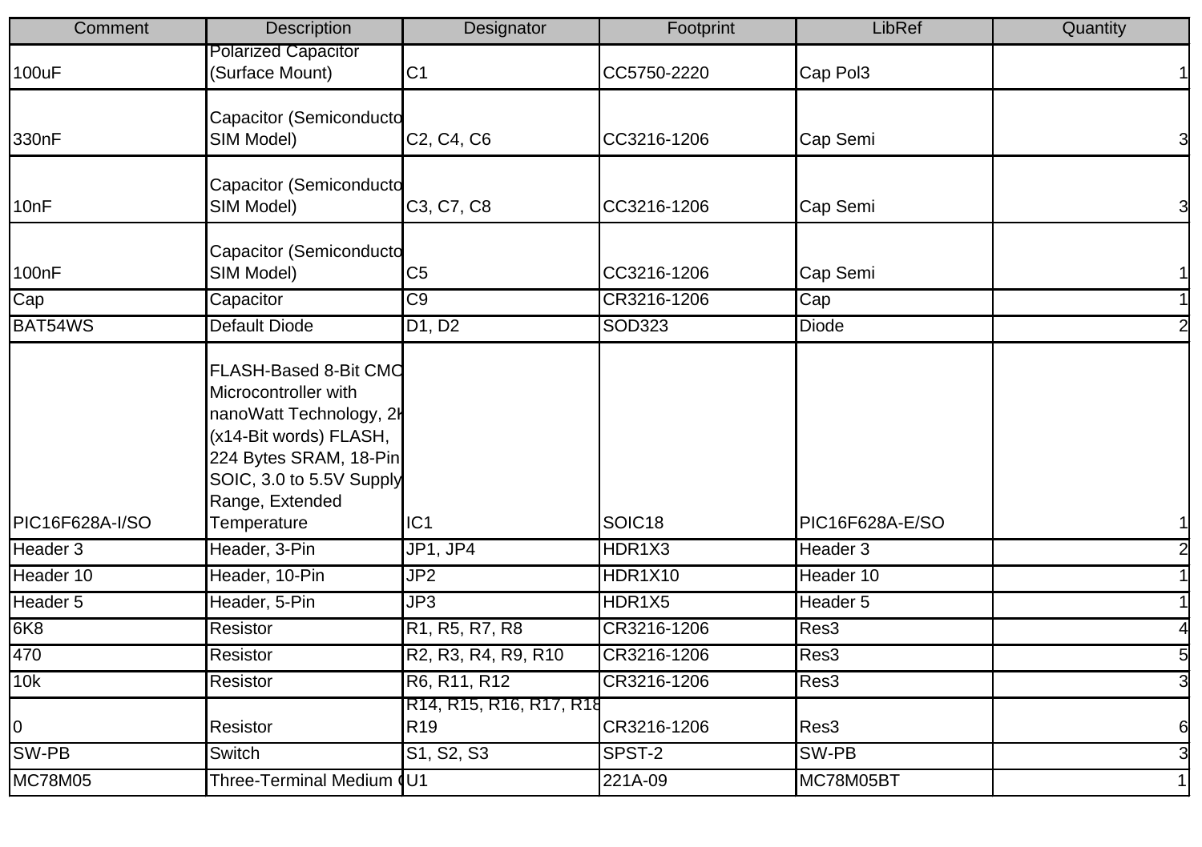| Comment | Description | Designator | Footprint | LibRef | Quantity |
|---|---|---|---|---|---|
| 100uF | Polarized Capacitor (Surface Mount) | C1 | CC5750-2220 | Cap Pol3 | 1 |
| 330nF | Capacitor (Semiconducto SIM Model) | C2, C4, C6 | CC3216-1206 | Cap Semi | 3 |
| 10nF | Capacitor (Semiconducto SIM Model) | C3, C7, C8 | CC3216-1206 | Cap Semi | 3 |
| 100nF | Capacitor (Semiconducto SIM Model) | C5 | CC3216-1206 | Cap Semi | 1 |
| Cap | Capacitor | C9 | CR3216-1206 | Cap | 1 |
| BAT54WS | Default Diode | D1, D2 | SOD323 | Diode | 2 |
| PIC16F628A-I/SO | FLASH-Based 8-Bit CMC Microcontroller with nanoWatt Technology, 2k (x14-Bit words) FLASH, 224 Bytes SRAM, 18-Pin SOIC, 3.0 to 5.5V Supply Range, Extended Temperature | IC1 | SOIC18 | PIC16F628A-E/SO | 1 |
| Header 3 | Header, 3-Pin | JP1, JP4 | HDR1X3 | Header 3 | 2 |
| Header 10 | Header, 10-Pin | JP2 | HDR1X10 | Header 10 | 1 |
| Header 5 | Header, 5-Pin | JP3 | HDR1X5 | Header 5 | 1 |
| 6K8 | Resistor | R1, R5, R7, R8 | CR3216-1206 | Res3 | 4 |
| 470 | Resistor | R2, R3, R4, R9, R10 | CR3216-1206 | Res3 | 5 |
| 10k | Resistor | R6, R11, R12 | CR3216-1206 | Res3 | 3 |
| 0 | Resistor | R14, R15, R16, R17, R18 R19 | CR3216-1206 | Res3 | 6 |
| SW-PB | Switch | S1, S2, S3 | SPST-2 | SW-PB | 3 |
| MC78M05 | Three-Terminal Medium C | U1 | 221A-09 | MC78M05BT | 1 |